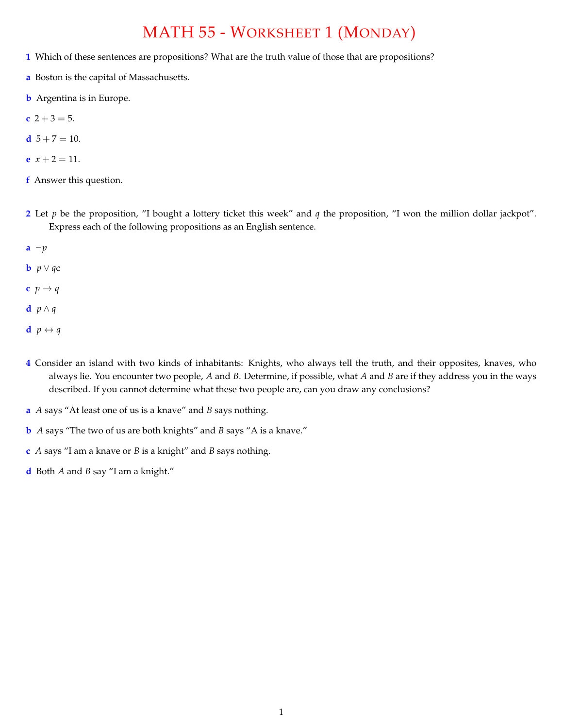# MATH 55 - Worksheet 1 (Monday)

**1** Which of these sentences are propositions? What are the truth value of those that are propositions?

**a** Boston is the capital of Massachusetts.

**b** Argentina is in Europe.

**c** $2 + 3 = 5$.

**d** $5 + 7 = 10$.

**e** $x + 2 = 11$.

**f** Answer this question.

**2** Let $p$ be the proposition, "I bought a lottery ticket this week" and $q$ the proposition, "I won the million dollar jackpot". Express each of the following propositions as an English sentence.

**a** $\neg p$

**b** $p \vee q$c

**c** $p \to q$

**d** $p \wedge q$

**d** $p \leftrightarrow q$

**4** Consider an island with two kinds of inhabitants: Knights, who always tell the truth, and their opposites, knaves, who always lie. You encounter two people, $A$ and $B$. Determine, if possible, what $A$ and $B$ are if they address you in the ways described. If you cannot determine what these two people are, can you draw any conclusions?

**a** $A$ says "At least one of us is a knave" and $B$ says nothing.

**b** $A$ says "The two of us are both knights" and $B$ says "A is a knave."

**c** $A$ says "I am a knave or $B$ is a knight" and $B$ says nothing.

**d** Both $A$ and $B$ say "I am a knight."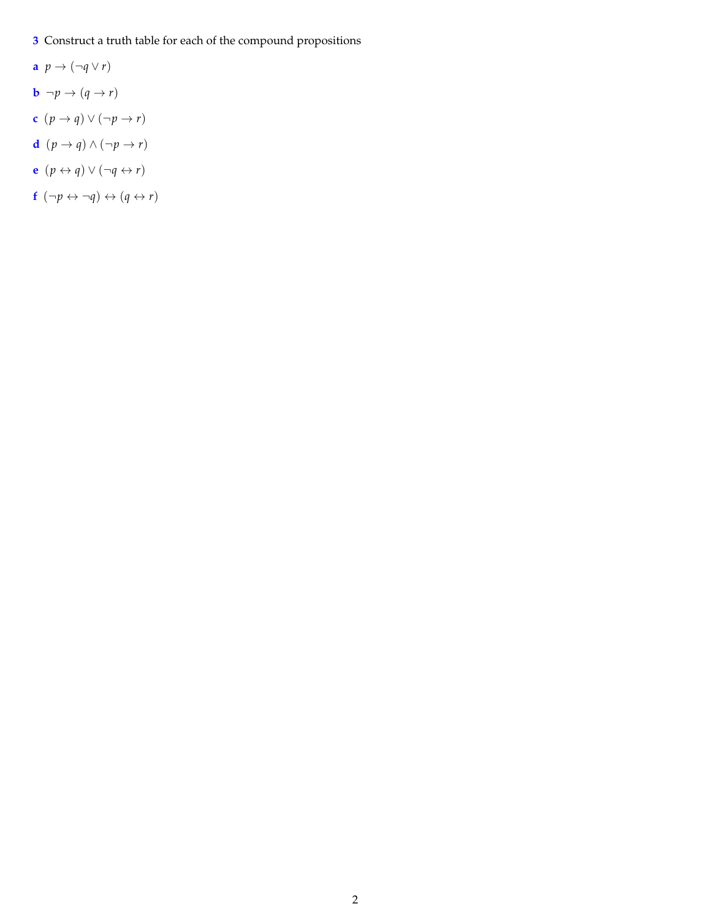**3** Construct a truth table for each of the compound propositions

**a** $p \rightarrow (\neg q \vee r)$

**b** $\neg p \rightarrow (q \rightarrow r)$

**c** $(p \rightarrow q) \vee (\neg p \rightarrow r)$

**d** $(p \rightarrow q) \wedge (\neg p \rightarrow r)$

**e** $(p \leftrightarrow q) \vee (\neg q \leftrightarrow r)$

**f** $(\neg p \leftrightarrow \neg q) \leftrightarrow (q \leftrightarrow r)$